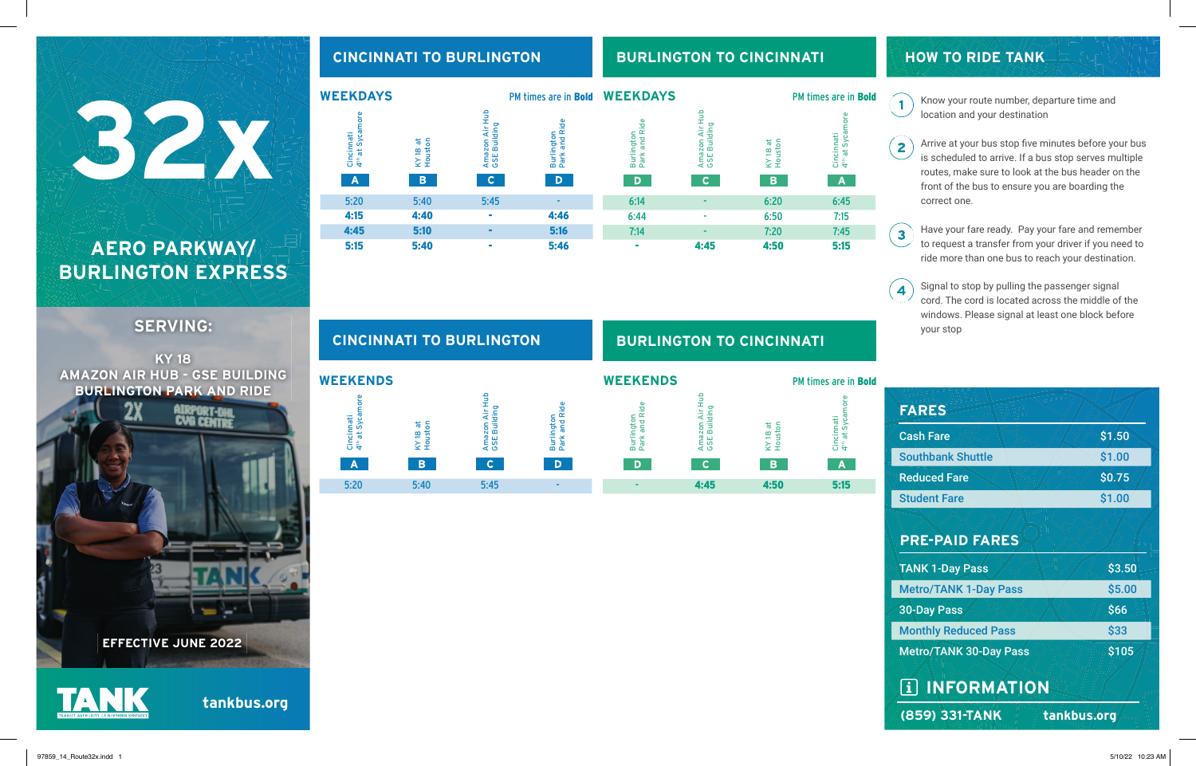# 32x

## AERO PARKWAY/ BURLINGTON EXPRESS

### SERVING:

KY 18
AMAZON AIR HUB - GSE BUILDING
BURLINGTON PARK AND RIDE

EFFECTIVE JUNE 2022

TANK

tankbus.org

## CINCINNATI TO BURLINGTON

### WEEKDAYS

PM times are in **Bold**

| Cincinnati 4th at Sycamore | KY 18 at Houston | Amazon Air Hub GSE Building | Burlington Park and Ride |
|---|---|---|---|
| A | B | C | D |
| 5:20 | 5:40 | 5:45 | - |
| **4:15** | **4:40** | **-** | **4:46** |
| **4:45** | **5:10** | **-** | **5:16** |
| **5:15** | **5:40** | **-** | **5:46** |

## BURLINGTON TO CINCINNATI

### WEEKDAYS

PM times are in **Bold**

| Burlington Park and Ride | Amazon Air Hub GSE Building | KY 18 at Houston | Cincinnati 4th at Sycamore |
|---|---|---|---|
| D | C | B | A |
| 6:14 | - | 6:20 | 6:45 |
| 6:44 | - | 6:50 | 7:15 |
| 7:14 | - | 7:20 | 7:45 |
| **-** | **4:45** | **4:50** | **5:15** |

## CINCINNATI TO BURLINGTON

### WEEKENDS

| Cincinnati 4th at Sycamore | KY 18 at Houston | Amazon Air Hub GSE Building | Burlington Park and Ride |
|---|---|---|---|
| A | B | C | D |
| 5:20 | 5:40 | 5:45 | - |

## BURLINGTON TO CINCINNATI

### WEEKENDS

PM times are in **Bold**

| Burlington Park and Ride | Amazon Air Hub GSE Building | KY 18 at Houston | Cincinnati 4th at Sycamore |
|---|---|---|---|
| D | C | B | A |
| - | **4:45** | **4:50** | **5:15** |

## HOW TO RIDE TANK

1. Know your route number, departure time and location and your destination
2. Arrive at your bus stop five minutes before your bus is scheduled to arrive. If a bus stop serves multiple routes, make sure to look at the bus header on the front of the bus to ensure you are boarding the correct one.
3. Have your fare ready. Pay your fare and remember to request a transfer from your driver if you need to ride more than one bus to reach your destination.
4. Signal to stop by pulling the passenger signal cord. The cord is located across the middle of the windows. Please signal at least one block before your stop

## FARES

| | |
|---|---|
| Cash Fare | $1.50 |
| Southbank Shuttle | $1.00 |
| Reduced Fare | $0.75 |
| Student Fare | $1.00 |

## PRE-PAID FARES

| | |
|---|---|
| TANK 1-Day Pass | $3.50 |
| Metro/TANK 1-Day Pass | $5.00 |
| 30-Day Pass | $66 |
| Monthly Reduced Pass | $33 |
| Metro/TANK 30-Day Pass | $105 |

## INFORMATION

(859) 331-TANK tankbus.org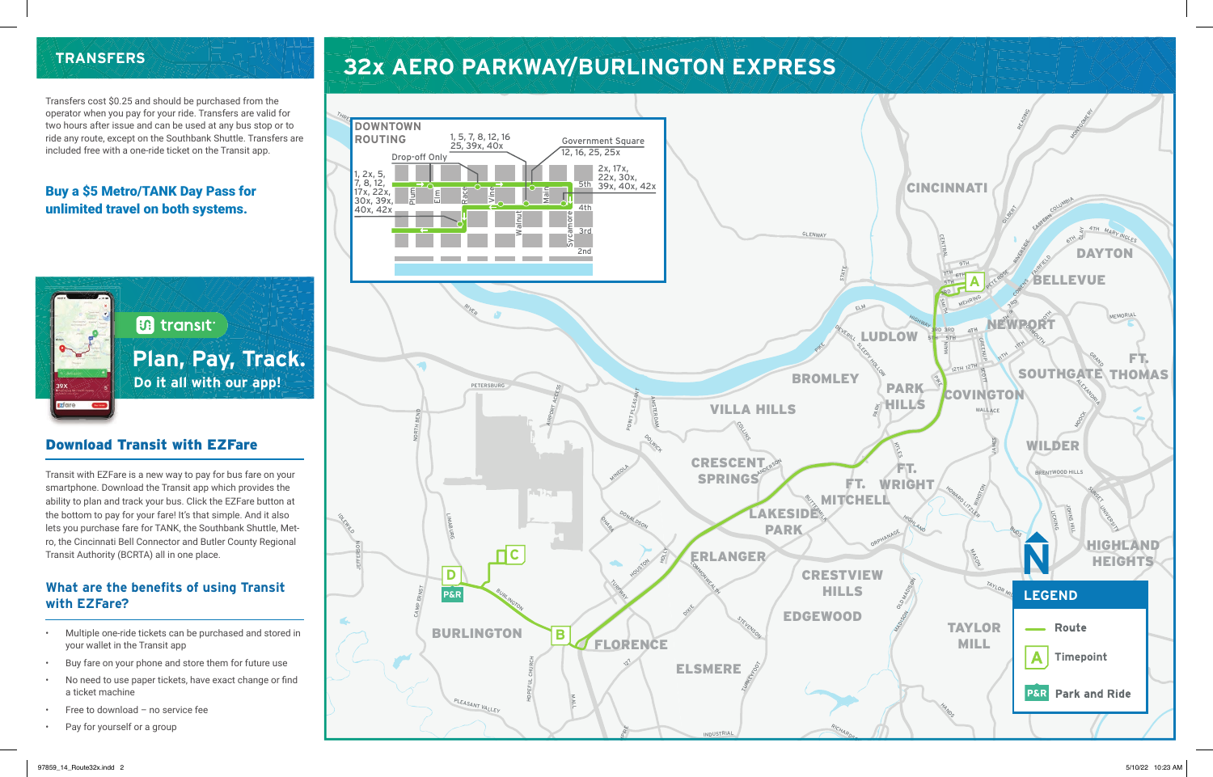## TRANSFERS

Transfers cost $0.25 and should be purchased from the operator when you pay for your ride. Transfers are valid for two hours after issue and can be used at any bus stop or to ride any route, except on the Southbank Shuttle. Transfers are included free with a one-ride ticket on the Transit app.

**Buy a $5 Metro/TANK Day Pass for unlimited travel on both systems.**

transit

**Plan, Pay, Track.**

**Do it all with our app!**

## Download Transit with EZFare

Transit with EZFare is a new way to pay for bus fare on your smartphone. Download the Transit app which provides the ability to plan and track your bus. Click the EZFare button at the bottom to pay for your fare! It's that simple. And it also lets you purchase fare for TANK, the Southbank Shuttle, Metro, the Cincinnati Bell Connector and Butler County Regional Transit Authority (BCRTA) all in one place.

## What are the benefits of using Transit with EZFare?

- Multiple one-ride tickets can be purchased and stored in your wallet in the Transit app
- Buy fare on your phone and store them for future use
- No need to use paper tickets, have exact change or find a ticket machine
- Free to download – no service fee
- Pay for yourself or a group

# 32x AERO PARKWAY/BURLINGTON EXPRESS

DOWNTOWN ROUTING

1, 5, 7, 8, 12, 16
25, 39x, 40x

Government Square
12, 16, 25, 25x

Drop-off Only

1, 2x, 5, 7, 8, 12, 17x, 22x, 30x, 39x, 40x, 42x

2x, 17x, 22x, 30x, 39x, 40x, 42x

Plum, Elm, Race, Vine, Walnut, Main, Sycamore

5th, 4th, 3rd, 2nd

CINCINNATI

DAYTON

BELLEVUE

NEWPORT

LUDLOW

BROMLEY

PARK HILLS

COVINGTON

FT. THOMAS

SOUTHGATE

VILLA HILLS

WILDER

CRESCENT SPRINGS

FT. MITCHELL

FT. WRIGHT

LAKESIDE PARK

HIGHLAND HEIGHTS

ERLANGER

CRESTVIEW HILLS

EDGEWOOD

TAYLOR MILL

BURLINGTON

FLORENCE

ELSMERE

A, B, C, D

P&R

LEGEND

Route

A Timepoint

P&R Park and Ride